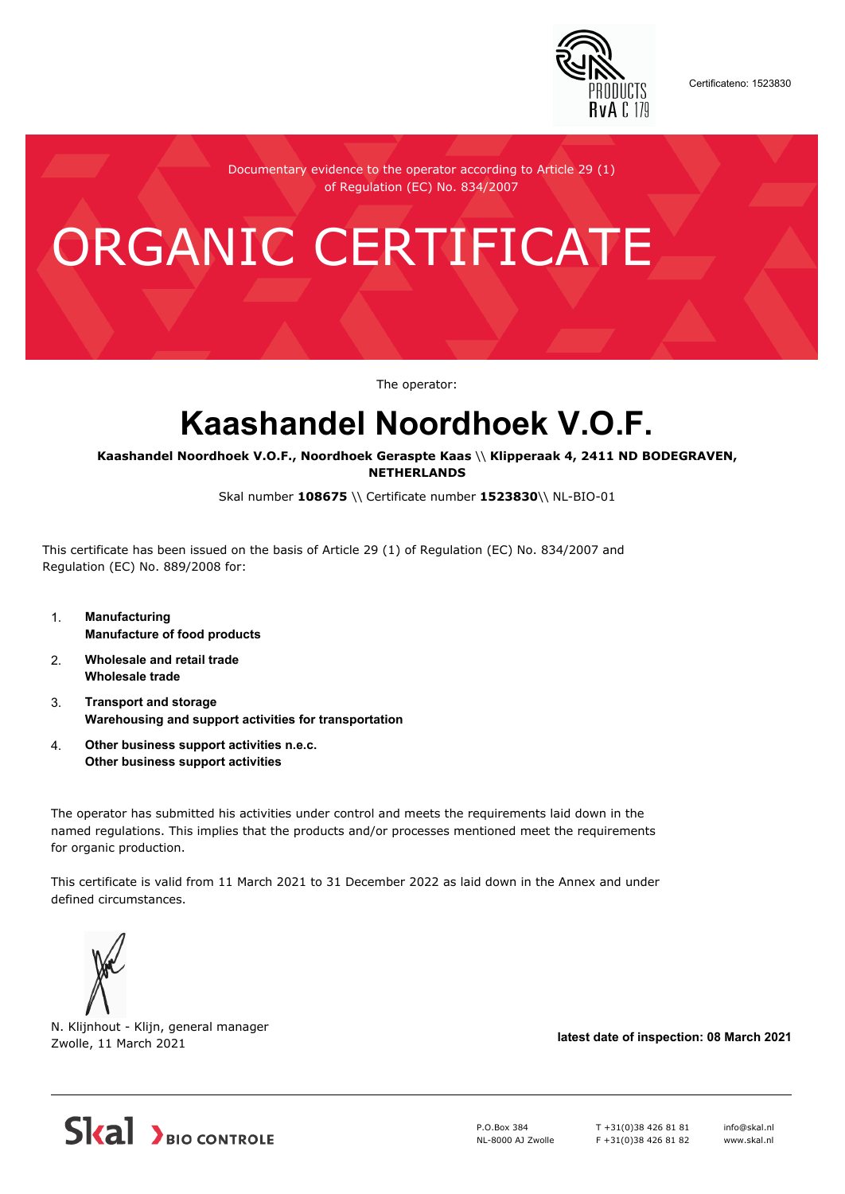Certificateno: 1523830

Documentary evidence to the operator according to Article 29 (1) of Regulation (EC) No. 834/2007

# ORGANIC CERTIFICATE

The operator:

# Kaashandel Noordhoek V.O.F.

**Kaashandel Noordhoek V.O.F., Noordhoek Geraspte Kaas \\ Klipperaak 4, 2411 ND BODEGRAVEN, NETHERLANDS**

Skal number **108675** \\ Certificate number **1523830**\\ NL-BIO-01

This certificate has been issued on the basis of Article 29 (1) of Regulation (EC) No. 834/2007 and Regulation (EC) No. 889/2008 for:

1. **Manufacturing**
   **Manufacture of food products**
2. **Wholesale and retail trade**
   **Wholesale trade**
3. **Transport and storage**
   **Warehousing and support activities for transportation**
4. **Other business support activities n.e.c.**
   **Other business support activities**

The operator has submitted his activities under control and meets the requirements laid down in the named regulations. This implies that the products and/or processes mentioned meet the requirements for organic production.

This certificate is valid from 11 March 2021 to 31 December 2022 as laid down in the Annex and under defined circumstances.

N. Klijnhout - Klijn, general manager
Zwolle, 11 March 2021

**latest date of inspection: 08 March 2021**

Skal BIO CONTROLE

P.O.Box 384
NL-8000 AJ Zwolle

T +31(0)38 426 81 81
F +31(0)38 426 81 82

info@skal.nl
www.skal.nl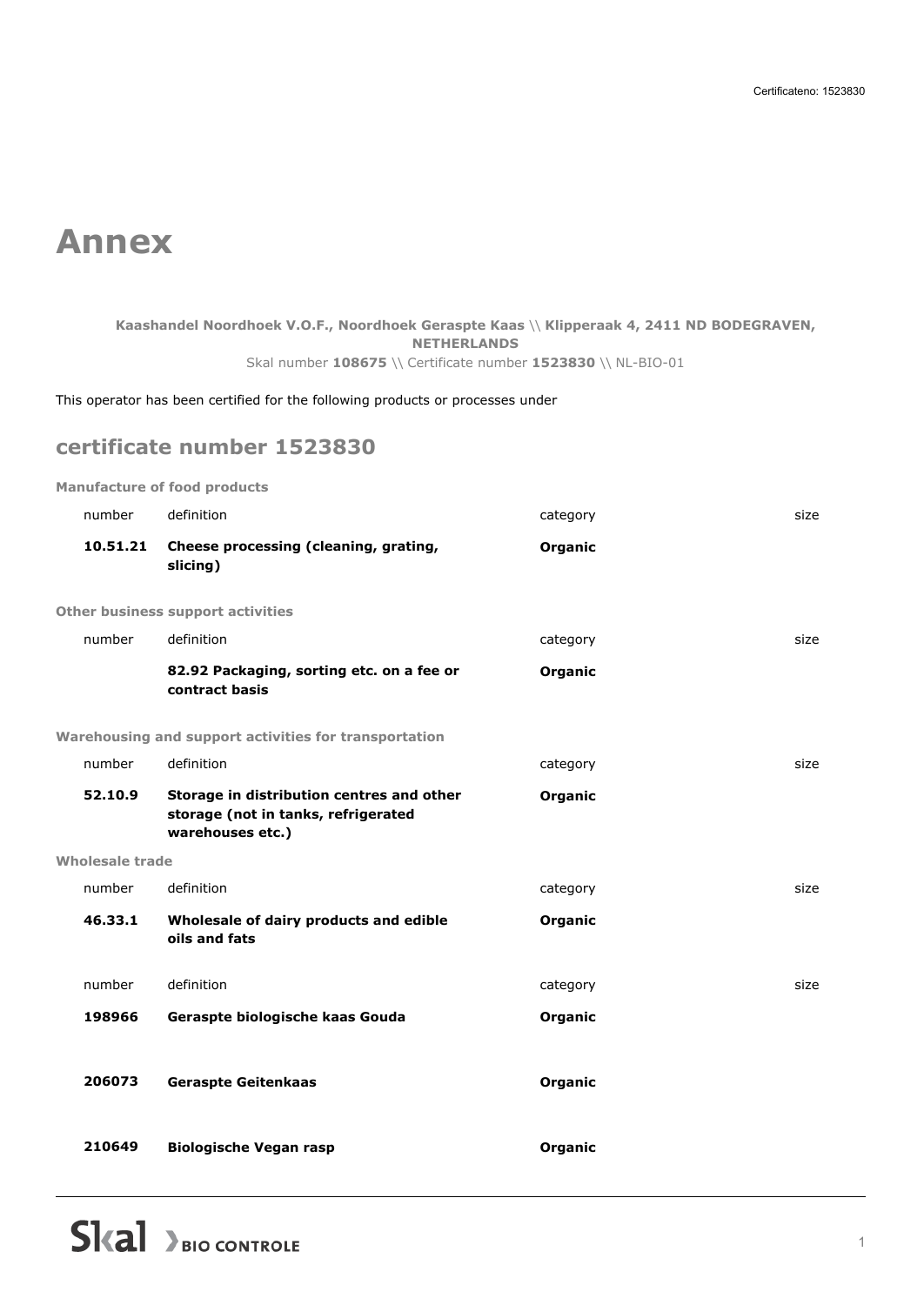# Annex

**Kaashandel Noordhoek V.O.F., Noordhoek Geraspte Kaas** \\ **Klipperaak 4, 2411 ND BODEGRAVEN, NETHERLANDS**
Skal number **108675** \\ Certificate number **1523830** \\ NL-BIO-01

This operator has been certified for the following products or processes under

## certificate number 1523830

**Manufacture of food products**

| number | definition | category | size |
|---|---|---|---|
| **10.51.21** | **Cheese processing (cleaning, grating, slicing)** | **Organic** | |

**Other business support activities**

| number | definition | category | size |
|---|---|---|---|
| | **82.92 Packaging, sorting etc. on a fee or contract basis** | **Organic** | |

**Warehousing and support activities for transportation**

| number | definition | category | size |
|---|---|---|---|
| **52.10.9** | **Storage in distribution centres and other storage (not in tanks, refrigerated warehouses etc.)** | **Organic** | |

**Wholesale trade**

| number | definition | category | size |
|---|---|---|---|
| **46.33.1** | **Wholesale of dairy products and edible oils and fats** | **Organic** | |

| number | definition | category | size |
|---|---|---|---|
| **198966** | **Geraspte biologische kaas Gouda** | **Organic** | |
| **206073** | **Geraspte Geitenkaas** | **Organic** | |
| **210649** | **Biologische Vegan rasp** | **Organic** | |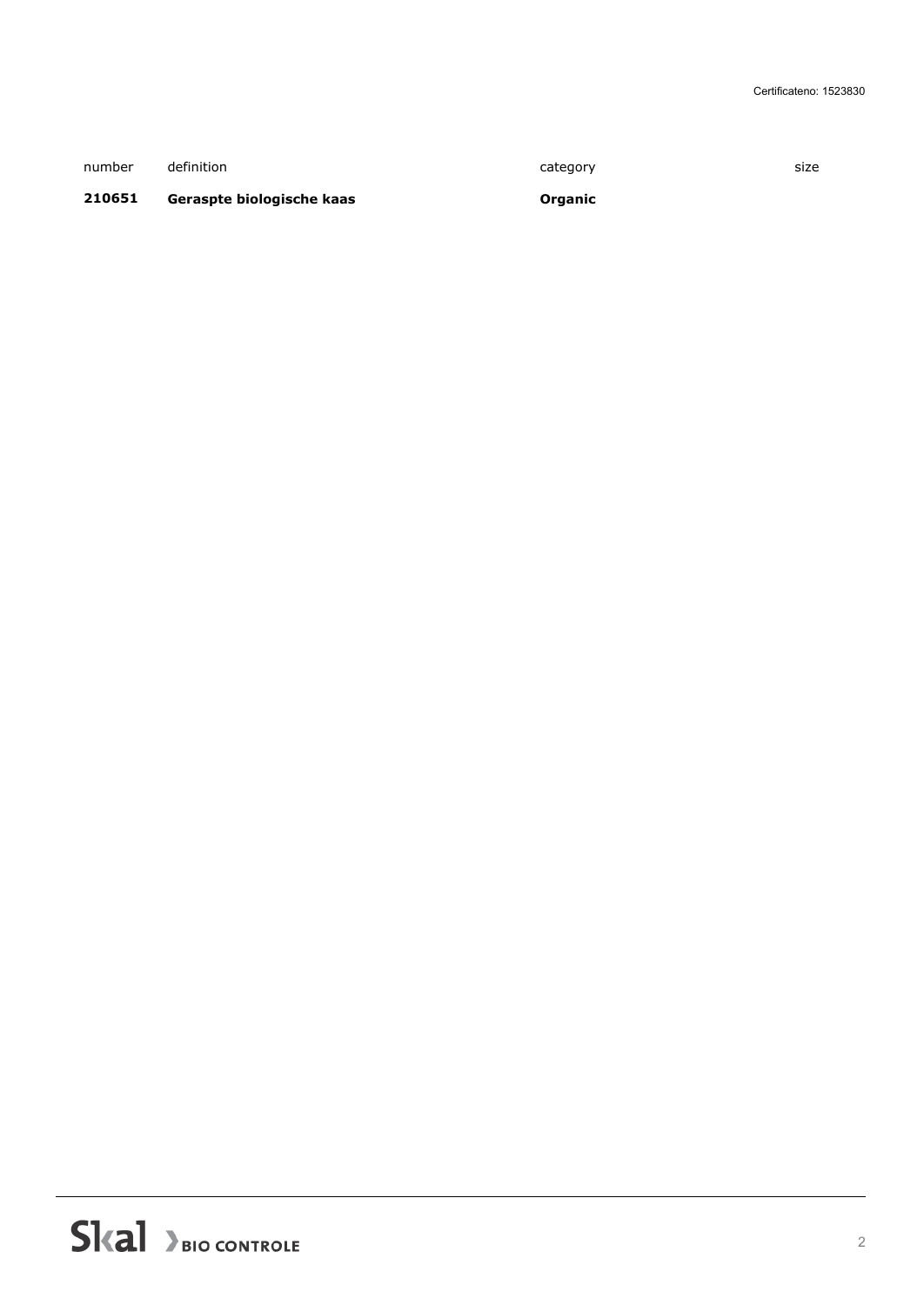Certificateno: 1523830

| number | definition | category | size |
|---|---|---|---|
| **210651** | **Geraspte biologische kaas** | **Organic** | |

Skal BIO CONTROLE